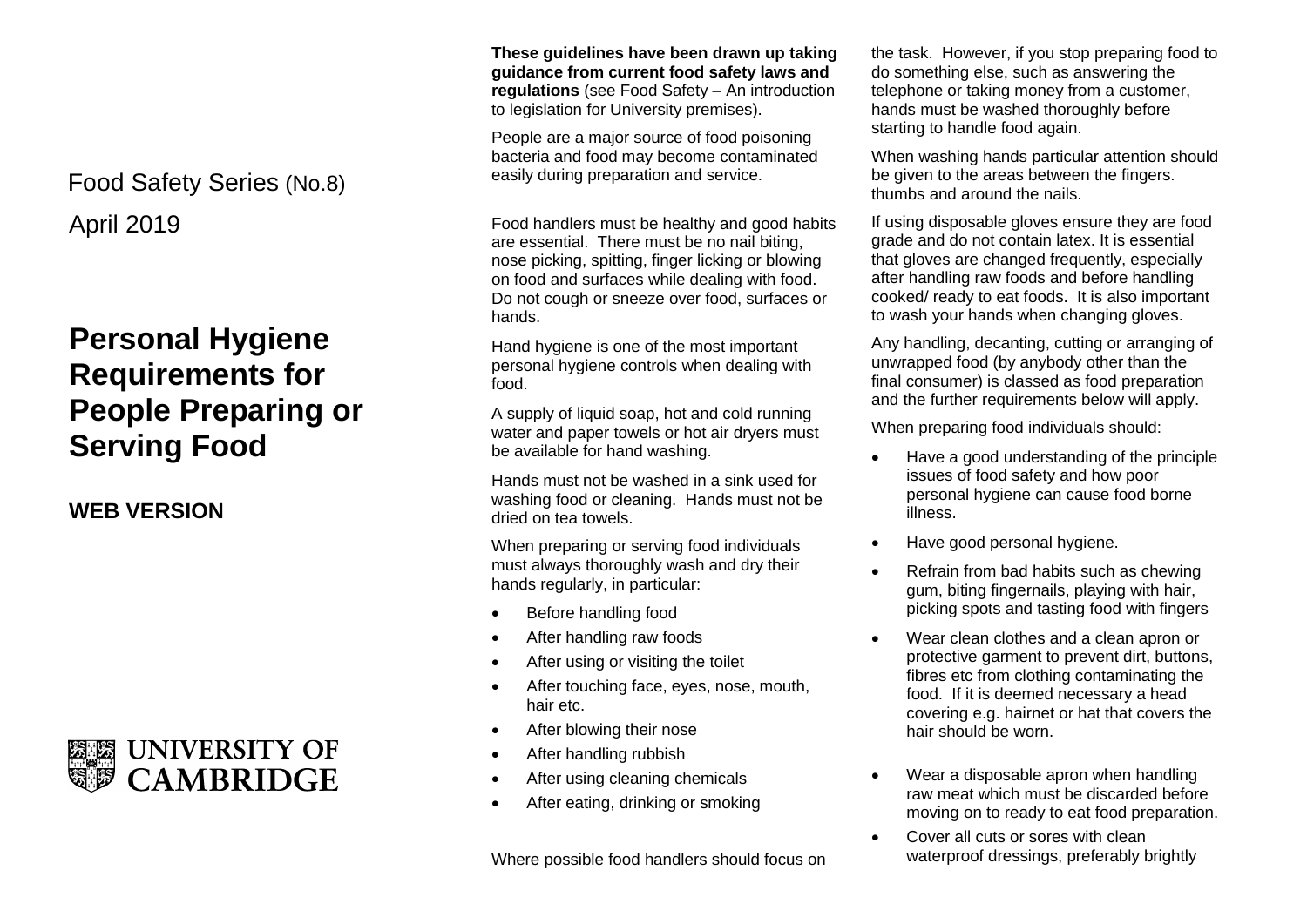Food Safety Series (No.8)

April 2019

# Personal Hygiene Requirements for People Preparing or Serving Food

## WEB VERSION

UNIVERSITY OF CAMBRIDGE

**These guidelines have been drawn up taking guidance from current food safety laws and regulations** (see Food Safety – An introduction to legislation for University premises).

People are a major source of food poisoning bacteria and food may become contaminated easily during preparation and service.

Food handlers must be healthy and good habits are essential. There must be no nail biting, nose picking, spitting, finger licking or blowing on food and surfaces while dealing with food. Do not cough or sneeze over food, surfaces or hands.

Hand hygiene is one of the most important personal hygiene controls when dealing with food.

A supply of liquid soap, hot and cold running water and paper towels or hot air dryers must be available for hand washing.

Hands must not be washed in a sink used for washing food or cleaning. Hands must not be dried on tea towels.

When preparing or serving food individuals must always thoroughly wash and dry their hands regularly, in particular:

- Before handling food
- After handling raw foods
- After using or visiting the toilet
- After touching face, eyes, nose, mouth, hair etc.
- After blowing their nose
- After handling rubbish
- After using cleaning chemicals
- After eating, drinking or smoking

Where possible food handlers should focus on the task. However, if you stop preparing food to do something else, such as answering the telephone or taking money from a customer, hands must be washed thoroughly before starting to handle food again.

When washing hands particular attention should be given to the areas between the fingers. thumbs and around the nails.

If using disposable gloves ensure they are food grade and do not contain latex. It is essential that gloves are changed frequently, especially after handling raw foods and before handling cooked/ ready to eat foods. It is also important to wash your hands when changing gloves.

Any handling, decanting, cutting or arranging of unwrapped food (by anybody other than the final consumer) is classed as food preparation and the further requirements below will apply.

When preparing food individuals should:

- Have a good understanding of the principle issues of food safety and how poor personal hygiene can cause food borne illness.
- Have good personal hygiene.
- Refrain from bad habits such as chewing gum, biting fingernails, playing with hair, picking spots and tasting food with fingers
- Wear clean clothes and a clean apron or protective garment to prevent dirt, buttons, fibres etc from clothing contaminating the food. If it is deemed necessary a head covering e.g. hairnet or hat that covers the hair should be worn.
- Wear a disposable apron when handling raw meat which must be discarded before moving on to ready to eat food preparation.
- Cover all cuts or sores with clean waterproof dressings, preferably brightly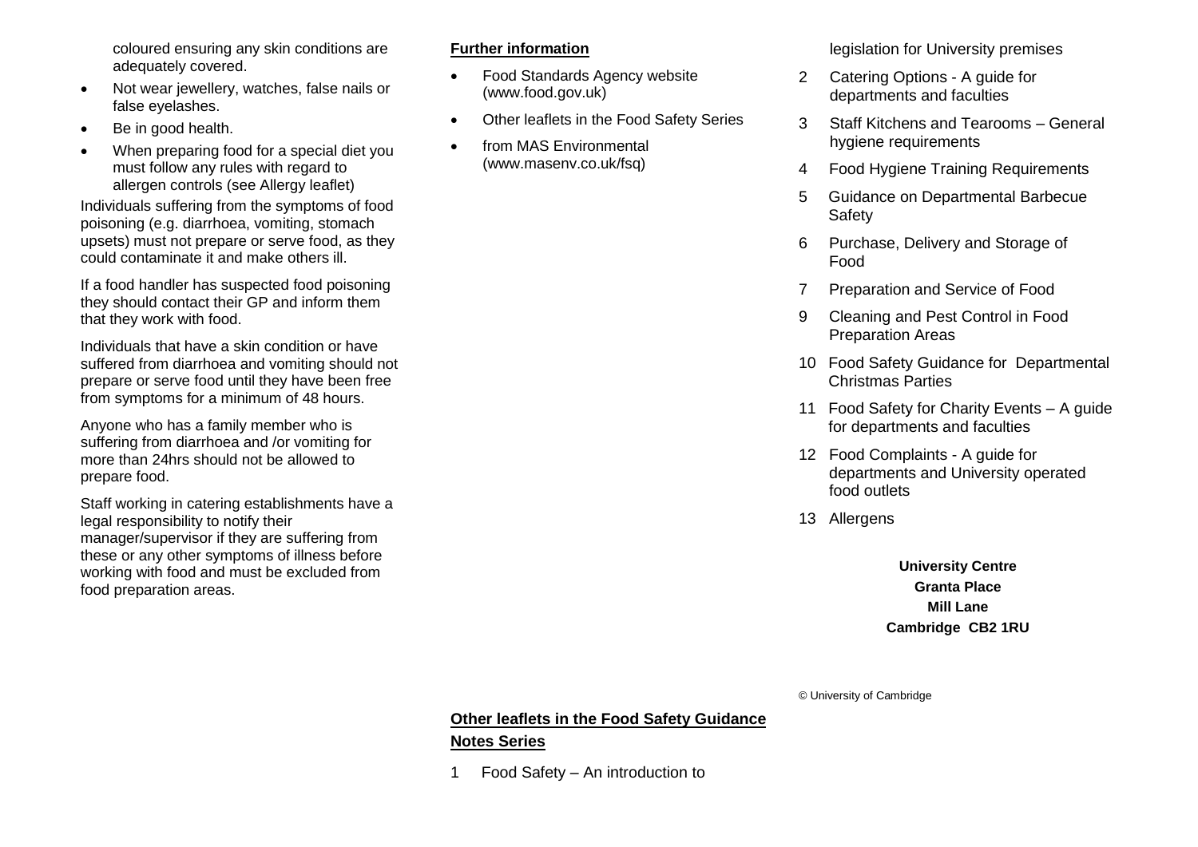coloured ensuring any skin conditions are adequately covered.

- Not wear jewellery, watches, false nails or false eyelashes.
- Be in good health.
- When preparing food for a special diet you must follow any rules with regard to allergen controls (see Allergy leaflet)

Individuals suffering from the symptoms of food poisoning (e.g. diarrhoea, vomiting, stomach upsets) must not prepare or serve food, as they could contaminate it and make others ill.

If a food handler has suspected food poisoning they should contact their GP and inform them that they work with food.

Individuals that have a skin condition or have suffered from diarrhoea and vomiting should not prepare or serve food until they have been free from symptoms for a minimum of 48 hours.

Anyone who has a family member who is suffering from diarrhoea and /or vomiting for more than 24hrs should not be allowed to prepare food.

Staff working in catering establishments have a legal responsibility to notify their manager/supervisor if they are suffering from these or any other symptoms of illness before working with food and must be excluded from food preparation areas.

**Further information**

- Food Standards Agency website (www.food.gov.uk)
- Other leaflets in the Food Safety Series
- from MAS Environmental (www.masenv.co.uk/fsq)

**Other leaflets in the Food Safety Guidance Notes Series**

1. Food Safety – An introduction to legislation for University premises
2. Catering Options - A guide for departments and faculties
3. Staff Kitchens and Tearooms – General hygiene requirements
4. Food Hygiene Training Requirements
5. Guidance on Departmental Barbecue Safety
6. Purchase, Delivery and Storage of Food
7. Preparation and Service of Food
9. Cleaning and Pest Control in Food Preparation Areas
10. Food Safety Guidance for Departmental Christmas Parties
11. Food Safety for Charity Events – A guide for departments and faculties
12. Food Complaints - A guide for departments and University operated food outlets
13. Allergens

**University Centre**
**Granta Place**
**Mill Lane**
**Cambridge CB2 1RU**

© University of Cambridge